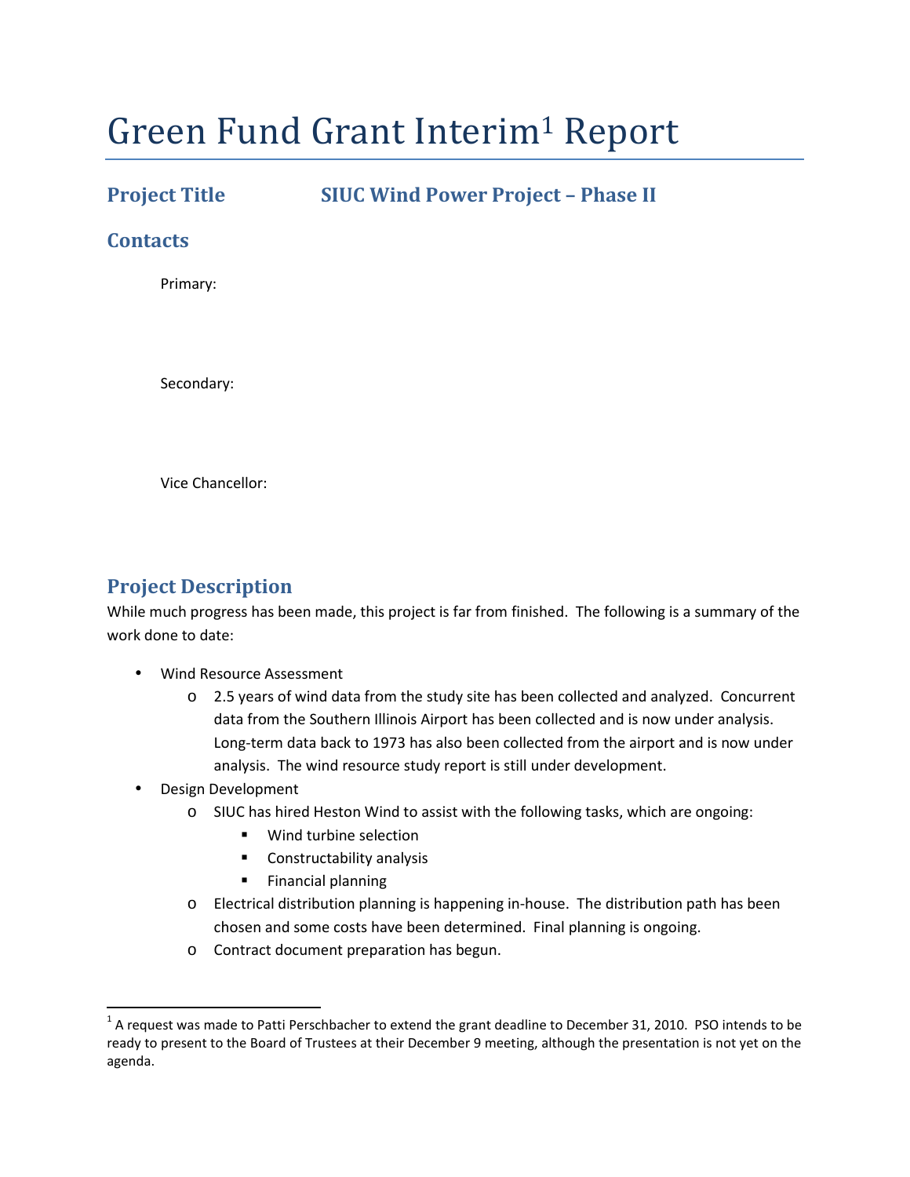# Green Fund Grant Interim[1] Report

## Project Title SIUC Wind Power Project – Phase II

## Contacts

Primary:

Secondary:

Vice Chancellor:

## Project Description

While much progress has been made, this project is far from finished. The following is a summary of the work done to date:

- Wind Resource Assessment
  - 2.5 years of wind data from the study site has been collected and analyzed. Concurrent data from the Southern Illinois Airport has been collected and is now under analysis. Long-term data back to 1973 has also been collected from the airport and is now under analysis. The wind resource study report is still under development.
- Design Development
  - SIUC has hired Heston Wind to assist with the following tasks, which are ongoing:
    - Wind turbine selection
    - Constructability analysis
    - Financial planning
  - Electrical distribution planning is happening in-house. The distribution path has been chosen and some costs have been determined. Final planning is ongoing.
  - Contract document preparation has begun.

[1] A request was made to Patti Perschbacher to extend the grant deadline to December 31, 2010. PSO intends to be ready to present to the Board of Trustees at their December 9 meeting, although the presentation is not yet on the agenda.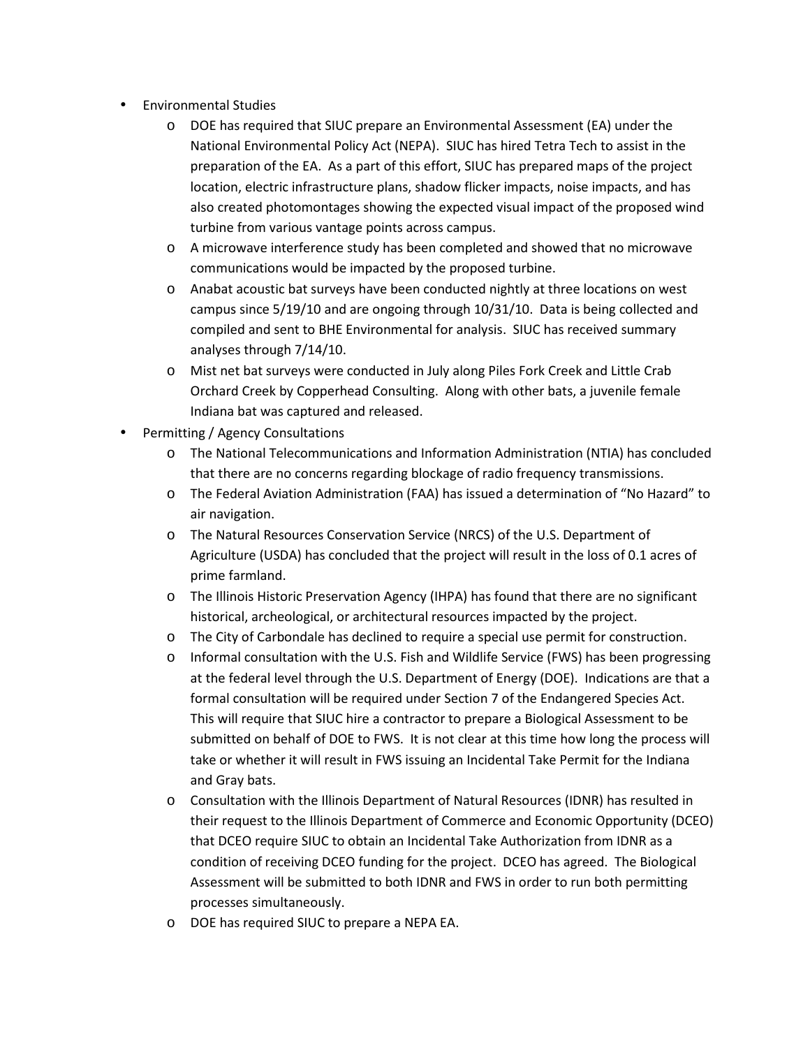- Environmental Studies
  - DOE has required that SIUC prepare an Environmental Assessment (EA) under the National Environmental Policy Act (NEPA). SIUC has hired Tetra Tech to assist in the preparation of the EA. As a part of this effort, SIUC has prepared maps of the project location, electric infrastructure plans, shadow flicker impacts, noise impacts, and has also created photomontages showing the expected visual impact of the proposed wind turbine from various vantage points across campus.
  - A microwave interference study has been completed and showed that no microwave communications would be impacted by the proposed turbine.
  - Anabat acoustic bat surveys have been conducted nightly at three locations on west campus since 5/19/10 and are ongoing through 10/31/10. Data is being collected and compiled and sent to BHE Environmental for analysis. SIUC has received summary analyses through 7/14/10.
  - Mist net bat surveys were conducted in July along Piles Fork Creek and Little Crab Orchard Creek by Copperhead Consulting. Along with other bats, a juvenile female Indiana bat was captured and released.
- Permitting / Agency Consultations
  - The National Telecommunications and Information Administration (NTIA) has concluded that there are no concerns regarding blockage of radio frequency transmissions.
  - The Federal Aviation Administration (FAA) has issued a determination of "No Hazard" to air navigation.
  - The Natural Resources Conservation Service (NRCS) of the U.S. Department of Agriculture (USDA) has concluded that the project will result in the loss of 0.1 acres of prime farmland.
  - The Illinois Historic Preservation Agency (IHPA) has found that there are no significant historical, archeological, or architectural resources impacted by the project.
  - The City of Carbondale has declined to require a special use permit for construction.
  - Informal consultation with the U.S. Fish and Wildlife Service (FWS) has been progressing at the federal level through the U.S. Department of Energy (DOE). Indications are that a formal consultation will be required under Section 7 of the Endangered Species Act. This will require that SIUC hire a contractor to prepare a Biological Assessment to be submitted on behalf of DOE to FWS. It is not clear at this time how long the process will take or whether it will result in FWS issuing an Incidental Take Permit for the Indiana and Gray bats.
  - Consultation with the Illinois Department of Natural Resources (IDNR) has resulted in their request to the Illinois Department of Commerce and Economic Opportunity (DCEO) that DCEO require SIUC to obtain an Incidental Take Authorization from IDNR as a condition of receiving DCEO funding for the project. DCEO has agreed. The Biological Assessment will be submitted to both IDNR and FWS in order to run both permitting processes simultaneously.
  - DOE has required SIUC to prepare a NEPA EA.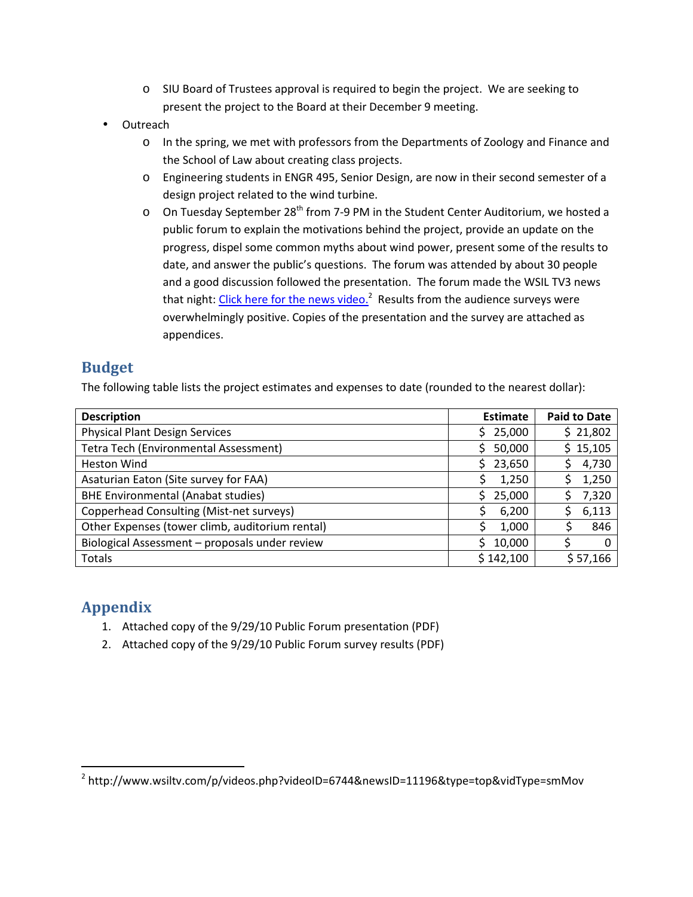- SIU Board of Trustees approval is required to begin the project. We are seeking to present the project to the Board at their December 9 meeting.

- Outreach
  - In the spring, we met with professors from the Departments of Zoology and Finance and the School of Law about creating class projects.
  - Engineering students in ENGR 495, Senior Design, are now in their second semester of a design project related to the wind turbine.
  - On Tuesday September 28th from 7-9 PM in the Student Center Auditorium, we hosted a public forum to explain the motivations behind the project, provide an update on the progress, dispel some common myths about wind power, present some of the results to date, and answer the public's questions. The forum was attended by about 30 people and a good discussion followed the presentation. The forum made the WSIL TV3 news that night: Click here for the news video.[2] Results from the audience surveys were overwhelmingly positive. Copies of the presentation and the survey are attached as appendices.

## Budget

The following table lists the project estimates and expenses to date (rounded to the nearest dollar):

| Description | Estimate | Paid to Date |
|---|---|---|
| Physical Plant Design Services | $ 25,000 | $ 21,802 |
| Tetra Tech (Environmental Assessment) | $ 50,000 | $ 15,105 |
| Heston Wind | $ 23,650 | $ 4,730 |
| Asaturian Eaton (Site survey for FAA) | $ 1,250 | $ 1,250 |
| BHE Environmental (Anabat studies) | $ 25,000 | $ 7,320 |
| Copperhead Consulting (Mist-net surveys) | $ 6,200 | $ 6,113 |
| Other Expenses (tower climb, auditorium rental) | $ 1,000 | $ 846 |
| Biological Assessment – proposals under review | $ 10,000 | $ 0 |
| Totals | $ 142,100 | $ 57,166 |

## Appendix

1. Attached copy of the 9/29/10 Public Forum presentation (PDF)
2. Attached copy of the 9/29/10 Public Forum survey results (PDF)

[2] http://www.wsiltv.com/p/videos.php?videoID=6744&newsID=11196&type=top&vidType=smMov